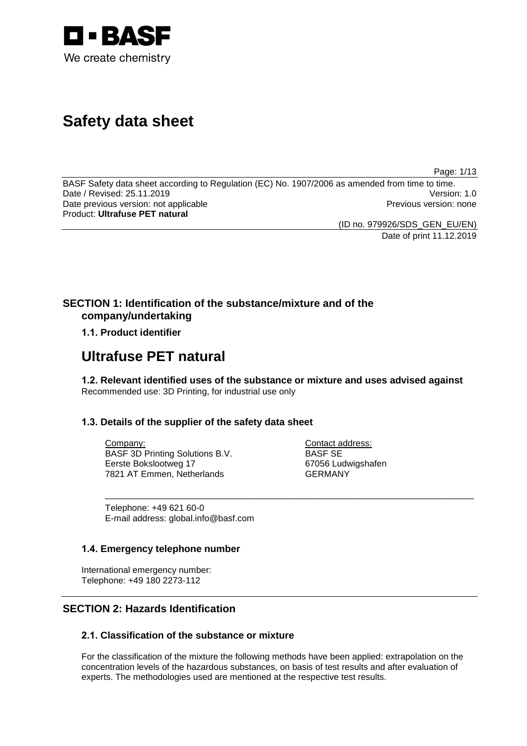BASF
We create chemistry

# Safety data sheet

BASF Safety data sheet according to Regulation (EC) No. 1907/2006 as amended from time to time.
Date / Revised: 25.11.2019 Version: 1.0
Date previous version: not applicable Previous version: none
Product: **Ultrafuse PET natural**

(ID no. 979926/SDS_GEN_EU/EN)
Date of print 11.12.2019

## SECTION 1: Identification of the substance/mixture and of the company/undertaking

### 1.1. Product identifier

# Ultrafuse PET natural

### 1.2. Relevant identified uses of the substance or mixture and uses advised against

Recommended use: 3D Printing, for industrial use only

### 1.3. Details of the supplier of the safety data sheet

Company:
BASF 3D Printing Solutions B.V.
Eerste Bokslootweg 17
7821 AT Emmen, Netherlands

Contact address:
BASF SE
67056 Ludwigshafen
GERMANY

Telephone: +49 621 60-0
E-mail address: global.info@basf.com

### 1.4. Emergency telephone number

International emergency number:
Telephone: +49 180 2273-112

## SECTION 2: Hazards Identification

### 2.1. Classification of the substance or mixture

For the classification of the mixture the following methods have been applied: extrapolation on the concentration levels of the hazardous substances, on basis of test results and after evaluation of experts. The methodologies used are mentioned at the respective test results.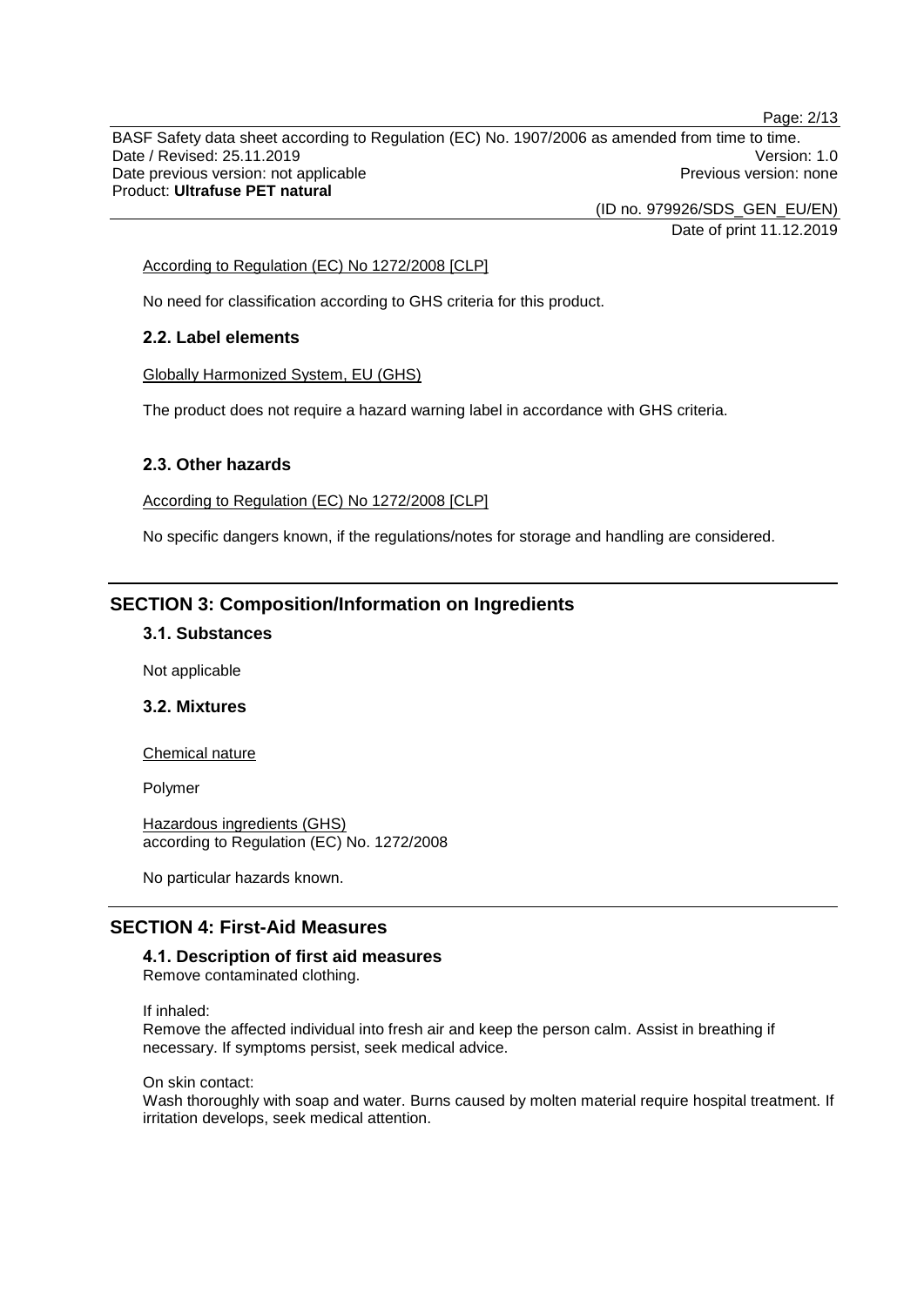According to Regulation (EC) No 1272/2008 [CLP]

No need for classification according to GHS criteria for this product.

### 2.2. Label elements

Globally Harmonized System, EU (GHS)

The product does not require a hazard warning label in accordance with GHS criteria.

### 2.3. Other hazards

According to Regulation (EC) No 1272/2008 [CLP]

No specific dangers known, if the regulations/notes for storage and handling are considered.

## SECTION 3: Composition/Information on Ingredients

### 3.1. Substances

Not applicable

### 3.2. Mixtures

Chemical nature

Polymer

Hazardous ingredients (GHS)
according to Regulation (EC) No. 1272/2008

No particular hazards known.

## SECTION 4: First-Aid Measures

### 4.1. Description of first aid measures

Remove contaminated clothing.

If inhaled:
Remove the affected individual into fresh air and keep the person calm. Assist in breathing if necessary. If symptoms persist, seek medical advice.

On skin contact:
Wash thoroughly with soap and water. Burns caused by molten material require hospital treatment. If irritation develops, seek medical attention.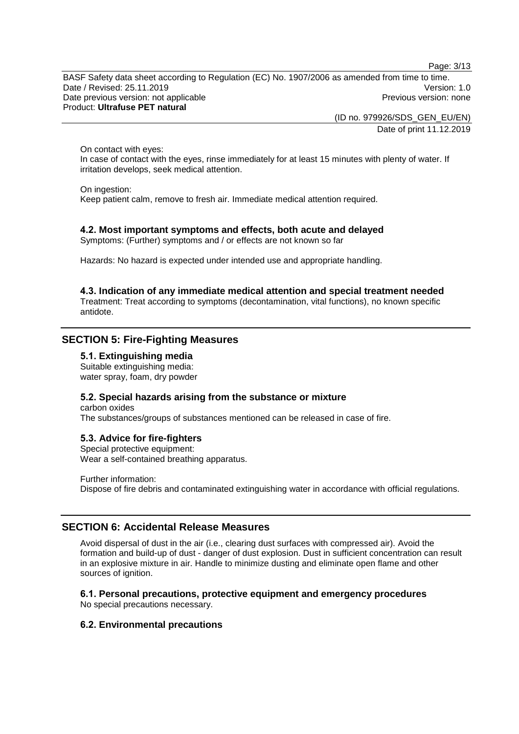On contact with eyes:
In case of contact with the eyes, rinse immediately for at least 15 minutes with plenty of water. If irritation develops, seek medical attention.

On ingestion:
Keep patient calm, remove to fresh air. Immediate medical attention required.

### 4.2. Most important symptoms and effects, both acute and delayed

Symptoms: (Further) symptoms and / or effects are not known so far

Hazards: No hazard is expected under intended use and appropriate handling.

### 4.3. Indication of any immediate medical attention and special treatment needed

Treatment: Treat according to symptoms (decontamination, vital functions), no known specific antidote.

## SECTION 5: Fire-Fighting Measures

### 5.1. Extinguishing media

Suitable extinguishing media:
water spray, foam, dry powder

### 5.2. Special hazards arising from the substance or mixture

carbon oxides
The substances/groups of substances mentioned can be released in case of fire.

### 5.3. Advice for fire-fighters

Special protective equipment:
Wear a self-contained breathing apparatus.

Further information:
Dispose of fire debris and contaminated extinguishing water in accordance with official regulations.

## SECTION 6: Accidental Release Measures

Avoid dispersal of dust in the air (i.e., clearing dust surfaces with compressed air). Avoid the formation and build-up of dust - danger of dust explosion. Dust in sufficient concentration can result in an explosive mixture in air. Handle to minimize dusting and eliminate open flame and other sources of ignition.

### 6.1. Personal precautions, protective equipment and emergency procedures

No special precautions necessary.

### 6.2. Environmental precautions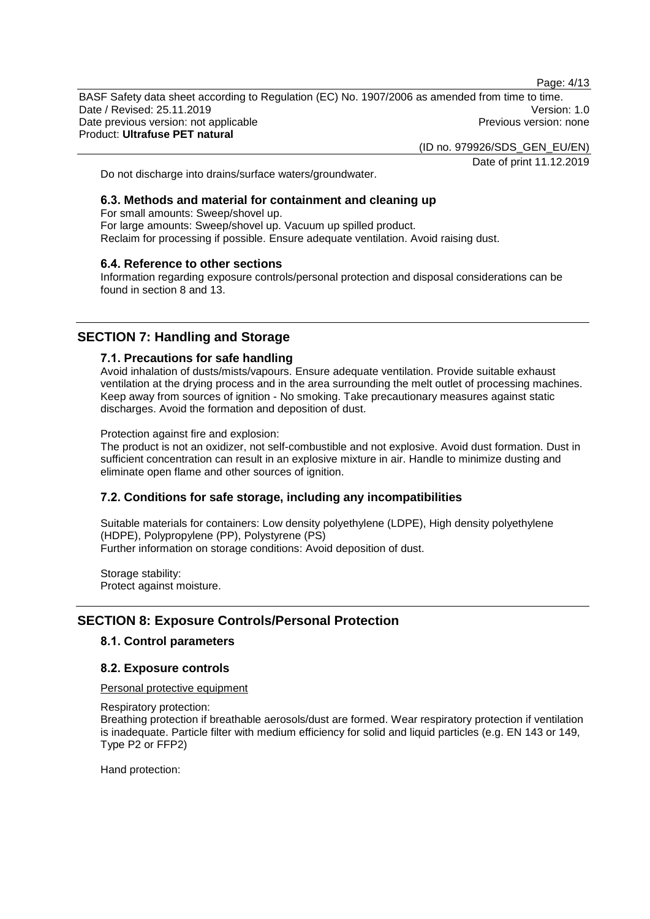Do not discharge into drains/surface waters/groundwater.

### 6.3. Methods and material for containment and cleaning up

For small amounts: Sweep/shovel up.
For large amounts: Sweep/shovel up. Vacuum up spilled product.
Reclaim for processing if possible. Ensure adequate ventilation. Avoid raising dust.

### 6.4. Reference to other sections

Information regarding exposure controls/personal protection and disposal considerations can be found in section 8 and 13.

## SECTION 7: Handling and Storage

### 7.1. Precautions for safe handling

Avoid inhalation of dusts/mists/vapours. Ensure adequate ventilation. Provide suitable exhaust ventilation at the drying process and in the area surrounding the melt outlet of processing machines. Keep away from sources of ignition - No smoking. Take precautionary measures against static discharges. Avoid the formation and deposition of dust.

Protection against fire and explosion:
The product is not an oxidizer, not self-combustible and not explosive. Avoid dust formation. Dust in sufficient concentration can result in an explosive mixture in air. Handle to minimize dusting and eliminate open flame and other sources of ignition.

### 7.2. Conditions for safe storage, including any incompatibilities

Suitable materials for containers: Low density polyethylene (LDPE), High density polyethylene (HDPE), Polypropylene (PP), Polystyrene (PS)
Further information on storage conditions: Avoid deposition of dust.

Storage stability:
Protect against moisture.

## SECTION 8: Exposure Controls/Personal Protection

### 8.1. Control parameters

### 8.2. Exposure controls

Personal protective equipment

Respiratory protection:
Breathing protection if breathable aerosols/dust are formed. Wear respiratory protection if ventilation is inadequate. Particle filter with medium efficiency for solid and liquid particles (e.g. EN 143 or 149, Type P2 or FFP2)

Hand protection: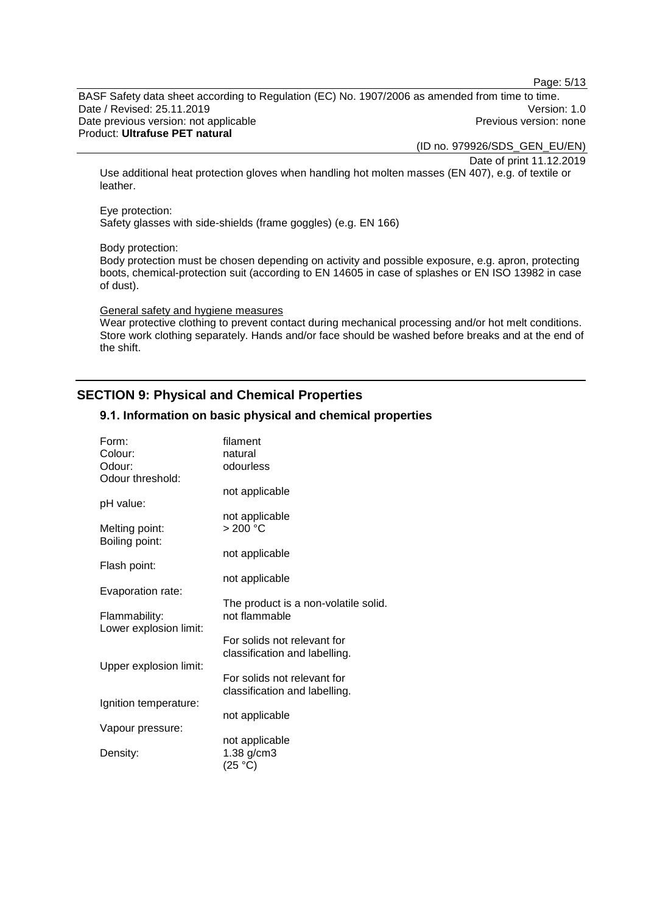Use additional heat protection gloves when handling hot molten masses (EN 407), e.g. of textile or leather.

Eye protection:
Safety glasses with side-shields (frame goggles) (e.g. EN 166)

Body protection:
Body protection must be chosen depending on activity and possible exposure, e.g. apron, protecting boots, chemical-protection suit (according to EN 14605 in case of splashes or EN ISO 13982 in case of dust).

General safety and hygiene measures
Wear protective clothing to prevent contact during mechanical processing and/or hot melt conditions. Store work clothing separately. Hands and/or face should be washed before breaks and at the end of the shift.

## SECTION 9: Physical and Chemical Properties

### 9.1. Information on basic physical and chemical properties

| | |
|---|---|
| Form: | filament |
| Colour: | natural |
| Odour: | odourless |
| Odour threshold: | not applicable |
| pH value: | not applicable |
| Melting point: | > 200 °C |
| Boiling point: | not applicable |
| Flash point: | not applicable |
| Evaporation rate: | The product is a non-volatile solid. |
| Flammability: | not flammable |
| Lower explosion limit: | For solids not relevant for classification and labelling. |
| Upper explosion limit: | For solids not relevant for classification and labelling. |
| Ignition temperature: | not applicable |
| Vapour pressure: | not applicable |
| Density: | 1.38 g/cm3 (25 °C) |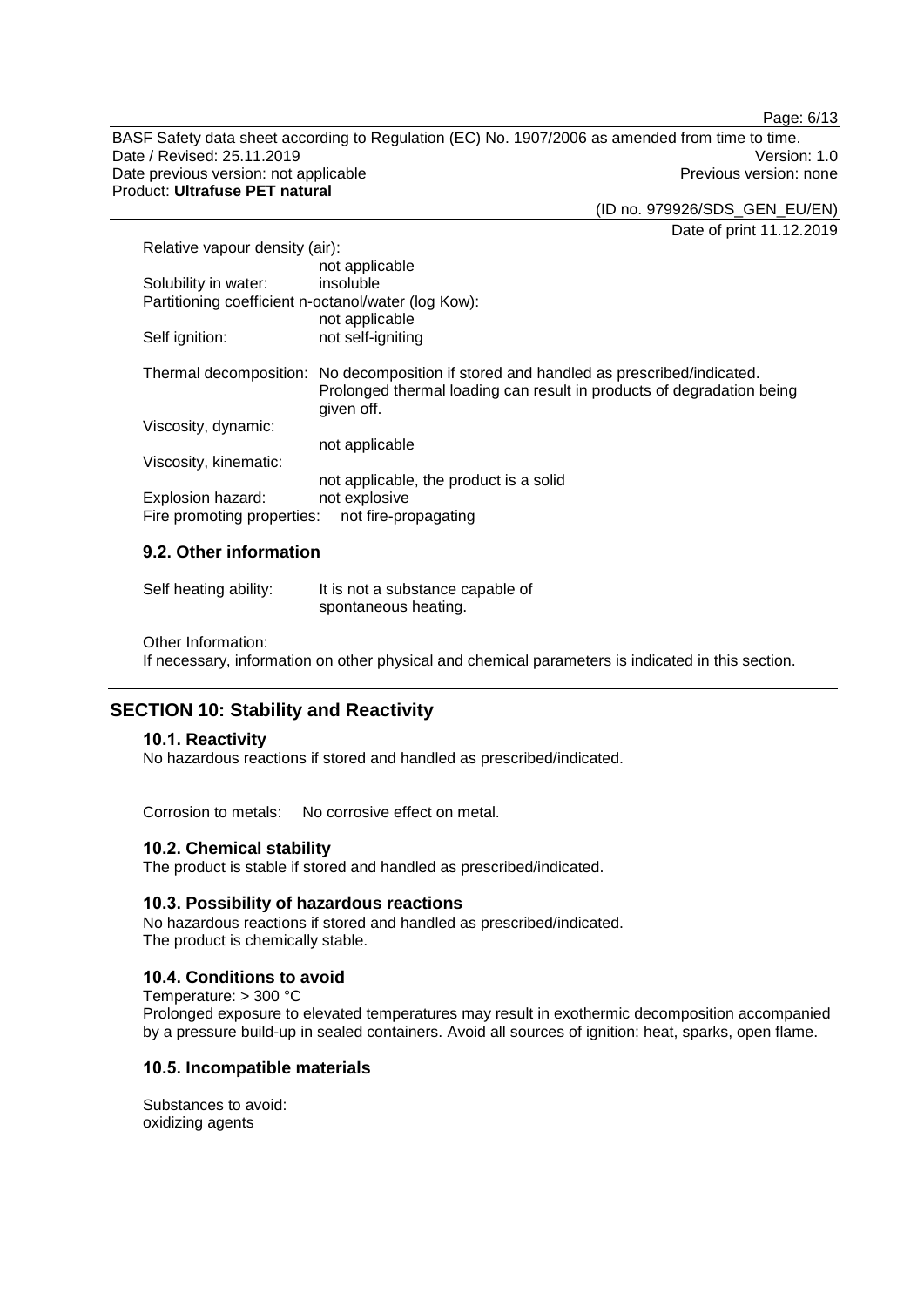Relative vapour density (air):
not applicable

Solubility in water: insoluble

Partitioning coefficient n-octanol/water (log Kow):
not applicable

Self ignition: not self-igniting

Thermal decomposition: No decomposition if stored and handled as prescribed/indicated. Prolonged thermal loading can result in products of degradation being given off.

Viscosity, dynamic:
not applicable

Viscosity, kinematic:
not applicable, the product is a solid

Explosion hazard: not explosive

Fire promoting properties: not fire-propagating

### 9.2. Other information

Self heating ability: It is not a substance capable of spontaneous heating.

Other Information:
If necessary, information on other physical and chemical parameters is indicated in this section.

## SECTION 10: Stability and Reactivity

### 10.1. Reactivity

No hazardous reactions if stored and handled as prescribed/indicated.

Corrosion to metals: No corrosive effect on metal.

### 10.2. Chemical stability

The product is stable if stored and handled as prescribed/indicated.

### 10.3. Possibility of hazardous reactions

No hazardous reactions if stored and handled as prescribed/indicated.
The product is chemically stable.

### 10.4. Conditions to avoid

Temperature: > 300 °C
Prolonged exposure to elevated temperatures may result in exothermic decomposition accompanied by a pressure build-up in sealed containers. Avoid all sources of ignition: heat, sparks, open flame.

### 10.5. Incompatible materials

Substances to avoid:
oxidizing agents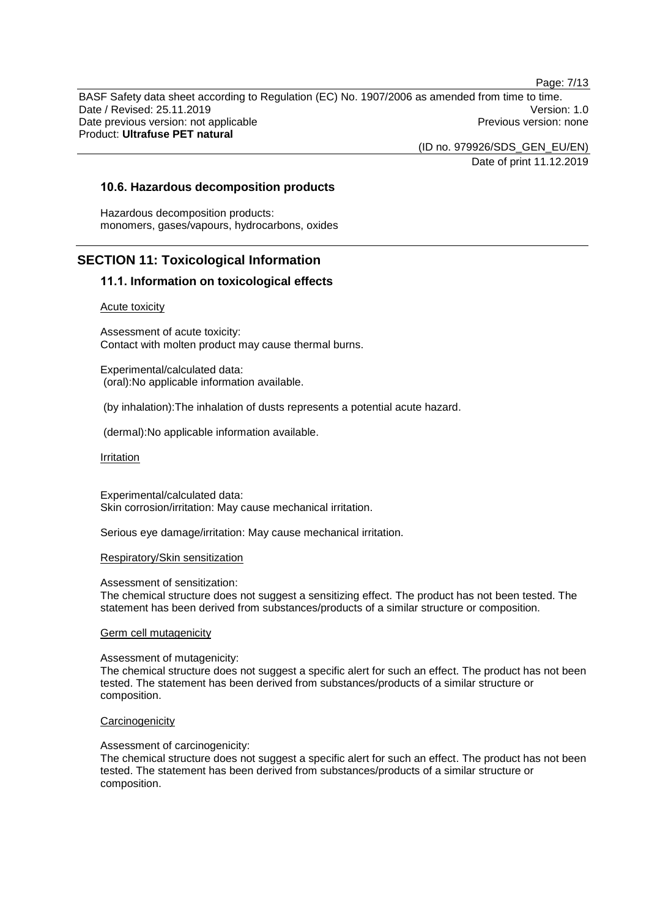### 10.6. Hazardous decomposition products

Hazardous decomposition products:
monomers, gases/vapours, hydrocarbons, oxides

## SECTION 11: Toxicological Information

### 11.1. Information on toxicological effects

Acute toxicity

Assessment of acute toxicity:
Contact with molten product may cause thermal burns.

Experimental/calculated data:
(oral):No applicable information available.

(by inhalation):The inhalation of dusts represents a potential acute hazard.

(dermal):No applicable information available.

Irritation

Experimental/calculated data:
Skin corrosion/irritation: May cause mechanical irritation.

Serious eye damage/irritation: May cause mechanical irritation.

Respiratory/Skin sensitization

Assessment of sensitization:
The chemical structure does not suggest a sensitizing effect. The product has not been tested. The statement has been derived from substances/products of a similar structure or composition.

Germ cell mutagenicity

Assessment of mutagenicity:
The chemical structure does not suggest a specific alert for such an effect. The product has not been tested. The statement has been derived from substances/products of a similar structure or composition.

Carcinogenicity

Assessment of carcinogenicity:
The chemical structure does not suggest a specific alert for such an effect. The product has not been tested. The statement has been derived from substances/products of a similar structure or composition.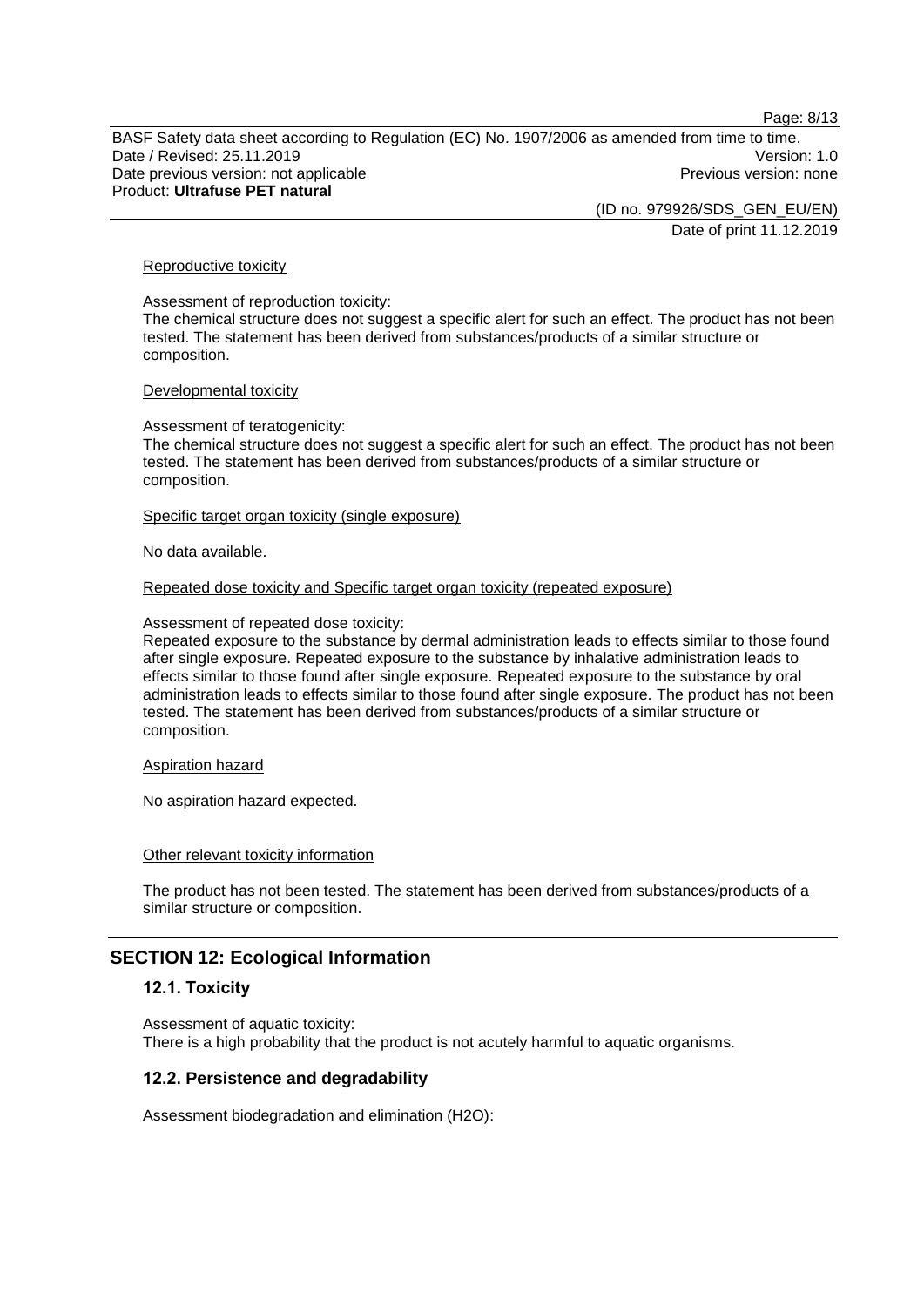Reproductive toxicity

Assessment of reproduction toxicity:
The chemical structure does not suggest a specific alert for such an effect. The product has not been tested. The statement has been derived from substances/products of a similar structure or composition.

Developmental toxicity

Assessment of teratogenicity:
The chemical structure does not suggest a specific alert for such an effect. The product has not been tested. The statement has been derived from substances/products of a similar structure or composition.

Specific target organ toxicity (single exposure)

No data available.

Repeated dose toxicity and Specific target organ toxicity (repeated exposure)

Assessment of repeated dose toxicity:
Repeated exposure to the substance by dermal administration leads to effects similar to those found after single exposure. Repeated exposure to the substance by inhalative administration leads to effects similar to those found after single exposure. Repeated exposure to the substance by oral administration leads to effects similar to those found after single exposure. The product has not been tested. The statement has been derived from substances/products of a similar structure or composition.

Aspiration hazard

No aspiration hazard expected.

Other relevant toxicity information

The product has not been tested. The statement has been derived from substances/products of a similar structure or composition.

## SECTION 12: Ecological Information

### 12.1. Toxicity

Assessment of aquatic toxicity:
There is a high probability that the product is not acutely harmful to aquatic organisms.

### 12.2. Persistence and degradability

Assessment biodegradation and elimination ($H_2O$):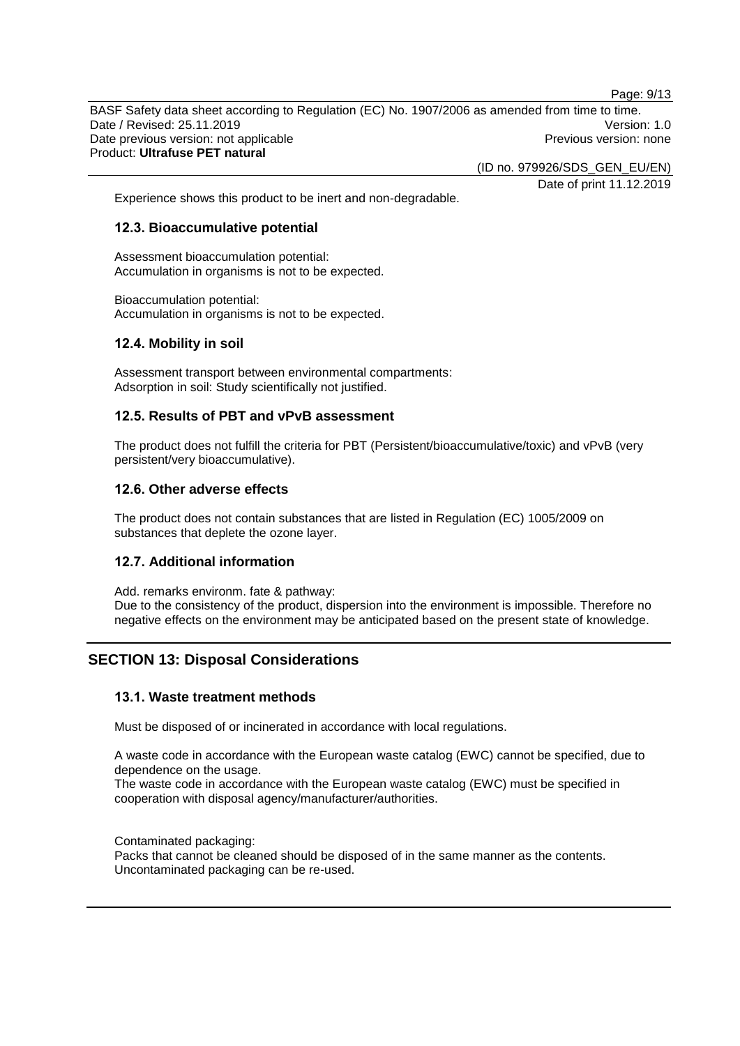Experience shows this product to be inert and non-degradable.

### 12.3. Bioaccumulative potential

Assessment bioaccumulation potential:
Accumulation in organisms is not to be expected.

Bioaccumulation potential:
Accumulation in organisms is not to be expected.

### 12.4. Mobility in soil

Assessment transport between environmental compartments:
Adsorption in soil: Study scientifically not justified.

### 12.5. Results of PBT and vPvB assessment

The product does not fulfill the criteria for PBT (Persistent/bioaccumulative/toxic) and vPvB (very persistent/very bioaccumulative).

### 12.6. Other adverse effects

The product does not contain substances that are listed in Regulation (EC) 1005/2009 on substances that deplete the ozone layer.

### 12.7. Additional information

Add. remarks environm. fate & pathway:
Due to the consistency of the product, dispersion into the environment is impossible. Therefore no negative effects on the environment may be anticipated based on the present state of knowledge.

## SECTION 13: Disposal Considerations

### 13.1. Waste treatment methods

Must be disposed of or incinerated in accordance with local regulations.

A waste code in accordance with the European waste catalog (EWC) cannot be specified, due to dependence on the usage.
The waste code in accordance with the European waste catalog (EWC) must be specified in cooperation with disposal agency/manufacturer/authorities.

Contaminated packaging:
Packs that cannot be cleaned should be disposed of in the same manner as the contents.
Uncontaminated packaging can be re-used.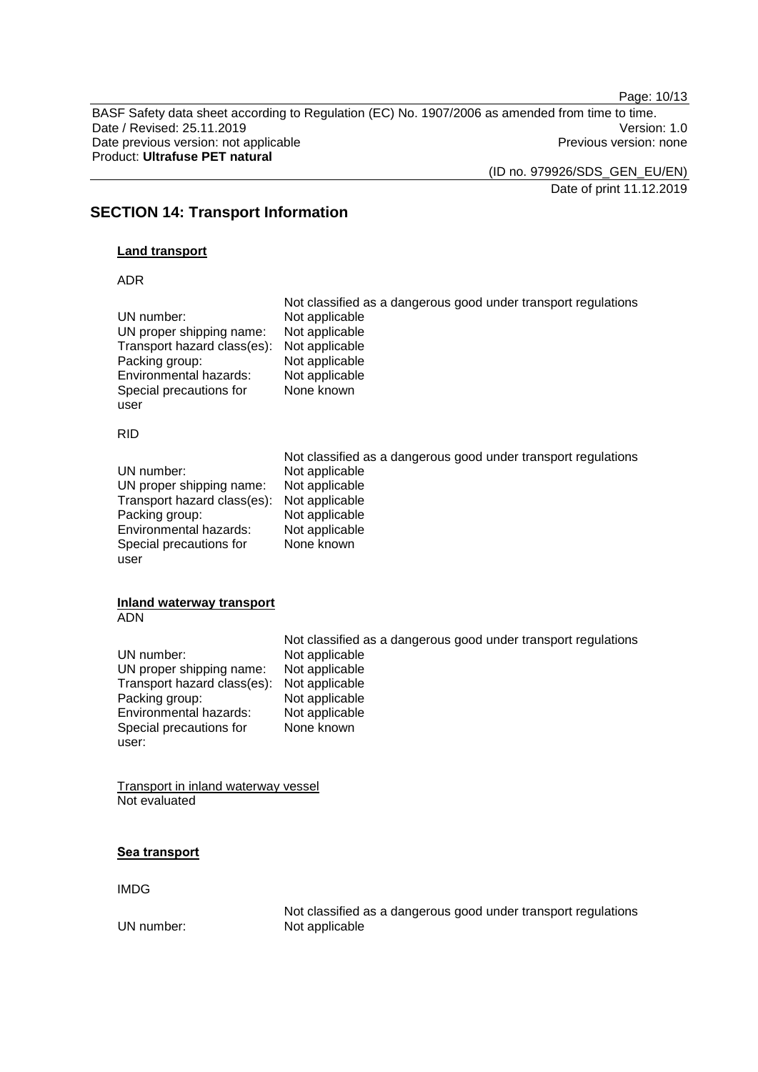## SECTION 14: Transport Information

**Land transport**

ADR

Not classified as a dangerous good under transport regulations

| | |
|---|---|
| UN number: | Not applicable |
| UN proper shipping name: | Not applicable |
| Transport hazard class(es): | Not applicable |
| Packing group: | Not applicable |
| Environmental hazards: | Not applicable |
| Special precautions for user | None known |

RID

Not classified as a dangerous good under transport regulations

| | |
|---|---|
| UN number: | Not applicable |
| UN proper shipping name: | Not applicable |
| Transport hazard class(es): | Not applicable |
| Packing group: | Not applicable |
| Environmental hazards: | Not applicable |
| Special precautions for user | None known |

**Inland waterway transport**

ADN

Not classified as a dangerous good under transport regulations

| | |
|---|---|
| UN number: | Not applicable |
| UN proper shipping name: | Not applicable |
| Transport hazard class(es): | Not applicable |
| Packing group: | Not applicable |
| Environmental hazards: | Not applicable |
| Special precautions for user: | None known |

Transport in inland waterway vessel

Not evaluated

**Sea transport**

IMDG

Not classified as a dangerous good under transport regulations

| | |
|---|---|
| UN number: | Not applicable |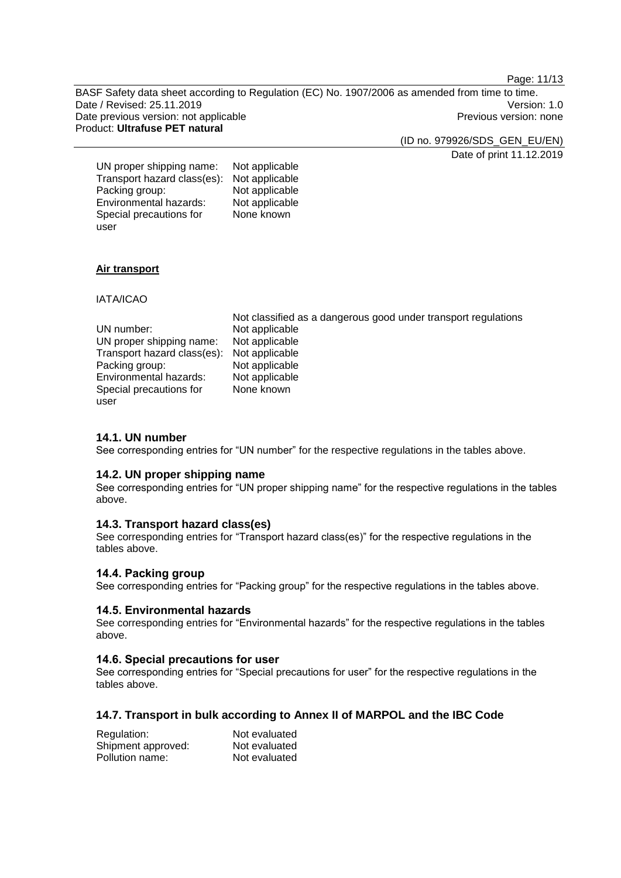| | |
|---|---|
| UN proper shipping name: | Not applicable |
| Transport hazard class(es): | Not applicable |
| Packing group: | Not applicable |
| Environmental hazards: | Not applicable |
| Special precautions for user | None known |

**Air transport**

IATA/ICAO

| | |
|---|---|
| | Not classified as a dangerous good under transport regulations |
| UN number: | Not applicable |
| UN proper shipping name: | Not applicable |
| Transport hazard class(es): | Not applicable |
| Packing group: | Not applicable |
| Environmental hazards: | Not applicable |
| Special precautions for user | None known |

### 14.1. UN number

See corresponding entries for "UN number" for the respective regulations in the tables above.

### 14.2. UN proper shipping name

See corresponding entries for "UN proper shipping name" for the respective regulations in the tables above.

### 14.3. Transport hazard class(es)

See corresponding entries for "Transport hazard class(es)" for the respective regulations in the tables above.

### 14.4. Packing group

See corresponding entries for "Packing group" for the respective regulations in the tables above.

### 14.5. Environmental hazards

See corresponding entries for "Environmental hazards" for the respective regulations in the tables above.

### 14.6. Special precautions for user

See corresponding entries for "Special precautions for user" for the respective regulations in the tables above.

### 14.7. Transport in bulk according to Annex II of MARPOL and the IBC Code

| | |
|---|---|
| Regulation: | Not evaluated |
| Shipment approved: | Not evaluated |
| Pollution name: | Not evaluated |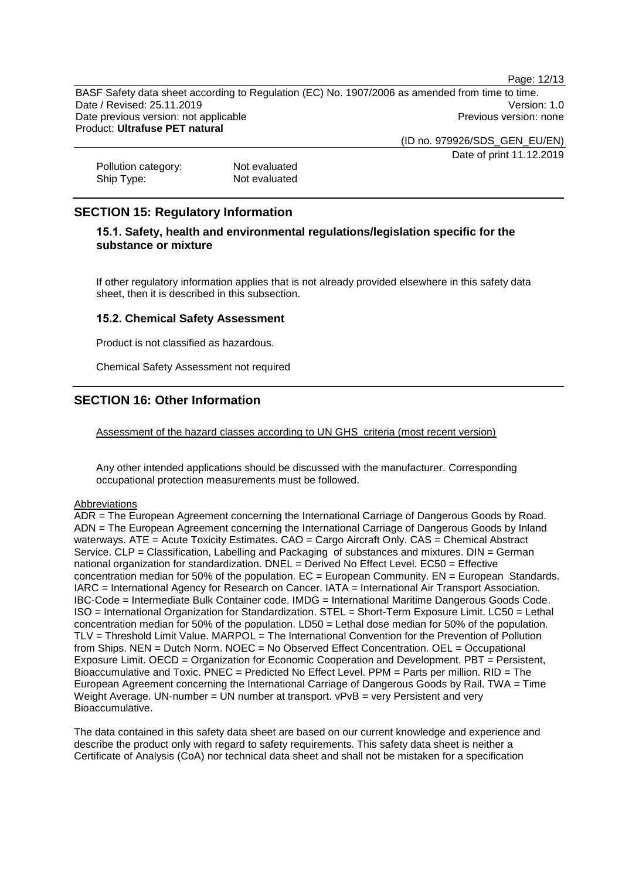Pollution category: Not evaluated
Ship Type: Not evaluated

## SECTION 15: Regulatory Information

### 15.1. Safety, health and environmental regulations/legislation specific for the substance or mixture

If other regulatory information applies that is not already provided elsewhere in this safety data sheet, then it is described in this subsection.

### 15.2. Chemical Safety Assessment

Product is not classified as hazardous.

Chemical Safety Assessment not required

## SECTION 16: Other Information

Assessment of the hazard classes according to UN GHS criteria (most recent version)

Any other intended applications should be discussed with the manufacturer. Corresponding occupational protection measurements must be followed.

Abbreviations

ADR = The European Agreement concerning the International Carriage of Dangerous Goods by Road. ADN = The European Agreement concerning the International Carriage of Dangerous Goods by Inland waterways. ATE = Acute Toxicity Estimates. CAO = Cargo Aircraft Only. CAS = Chemical Abstract Service. CLP = Classification, Labelling and Packaging of substances and mixtures. DIN = German national organization for standardization. DNEL = Derived No Effect Level. EC50 = Effective concentration median for 50% of the population. EC = European Community. EN = European Standards. IARC = International Agency for Research on Cancer. IATA = International Air Transport Association. IBC-Code = Intermediate Bulk Container code. IMDG = International Maritime Dangerous Goods Code. ISO = International Organization for Standardization. STEL = Short-Term Exposure Limit. LC50 = Lethal concentration median for 50% of the population. LD50 = Lethal dose median for 50% of the population. TLV = Threshold Limit Value. MARPOL = The International Convention for the Prevention of Pollution from Ships. NEN = Dutch Norm. NOEC = No Observed Effect Concentration. OEL = Occupational Exposure Limit. OECD = Organization for Economic Cooperation and Development. PBT = Persistent, Bioaccumulative and Toxic. PNEC = Predicted No Effect Level. PPM = Parts per million. RID = The European Agreement concerning the International Carriage of Dangerous Goods by Rail. TWA = Time Weight Average. UN-number = UN number at transport. vPvB = very Persistent and very Bioaccumulative.

The data contained in this safety data sheet are based on our current knowledge and experience and describe the product only with regard to safety requirements. This safety data sheet is neither a Certificate of Analysis (CoA) nor technical data sheet and shall not be mistaken for a specification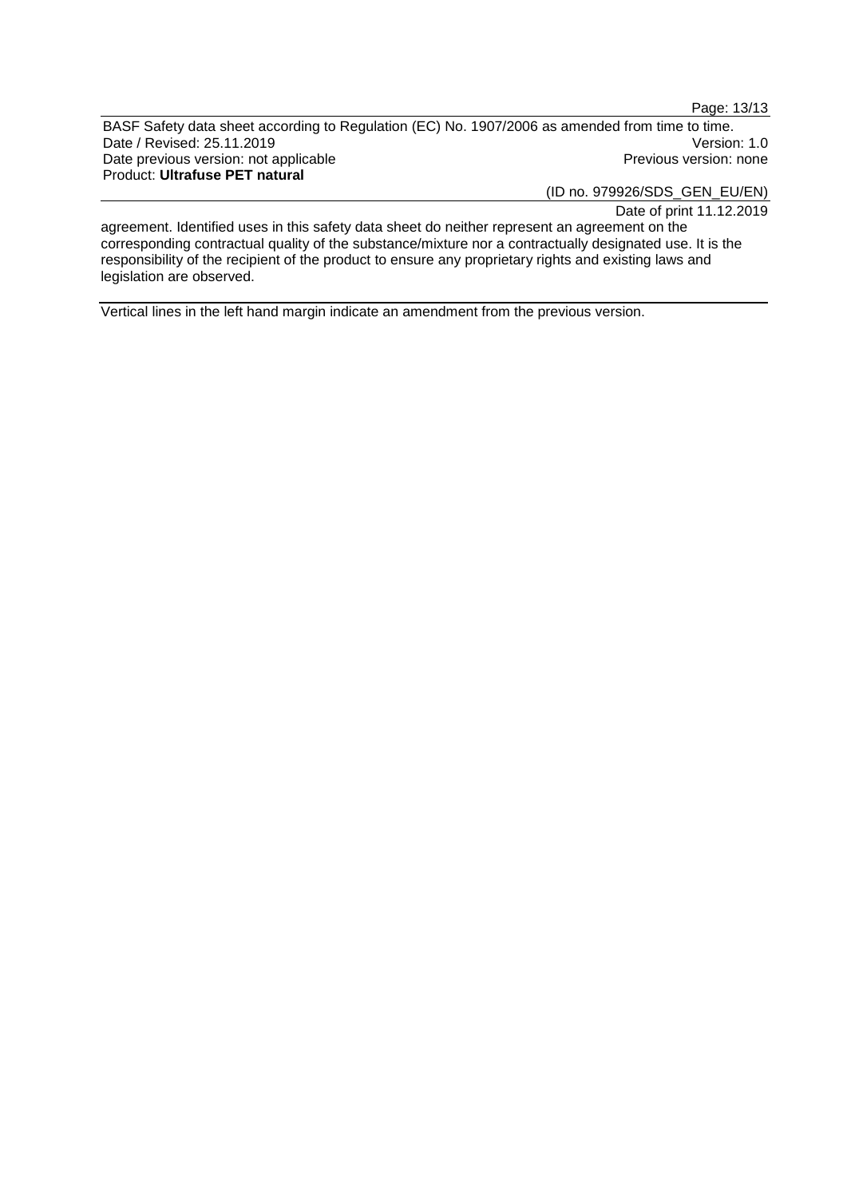agreement. Identified uses in this safety data sheet do neither represent an agreement on the corresponding contractual quality of the substance/mixture nor a contractually designated use. It is the responsibility of the recipient of the product to ensure any proprietary rights and existing laws and legislation are observed.

---

Vertical lines in the left hand margin indicate an amendment from the previous version.